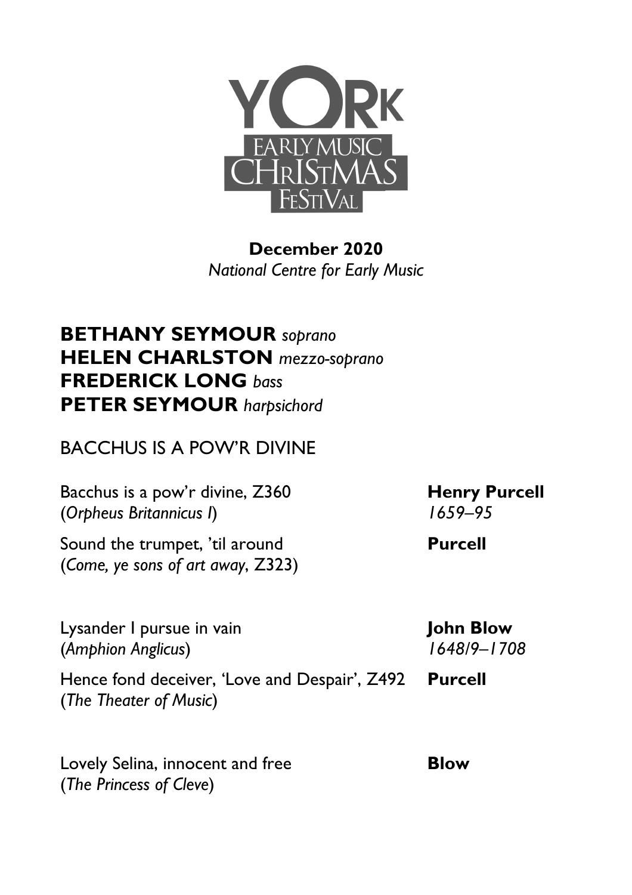YORK EARLY MUSIC CHRISTMAS FESTIVAL

**December 2020**
*National Centre for Early Music*

**BETHANY SEYMOUR** *soprano*
**HELEN CHARLSTON** *mezzo-soprano*
**FREDERICK LONG** *bass*
**PETER SEYMOUR** *harpsichord*

BACCHUS IS A POW'R DIVINE

Bacchus is a pow'r divine, Z360 — **Henry Purcell**
(*Orpheus Britannicus I*) — *1659–95*

Sound the trumpet, 'til around — **Purcell**
(*Come, ye sons of art away*, Z323)

Lysander I pursue in vain — **John Blow**
(*Amphion Anglicus*) — *1648/9–1708*

Hence fond deceiver, 'Love and Despair', Z492 — **Purcell**
(*The Theater of Music*)

Lovely Selina, innocent and free — **Blow**
(*The Princess of Cleve*)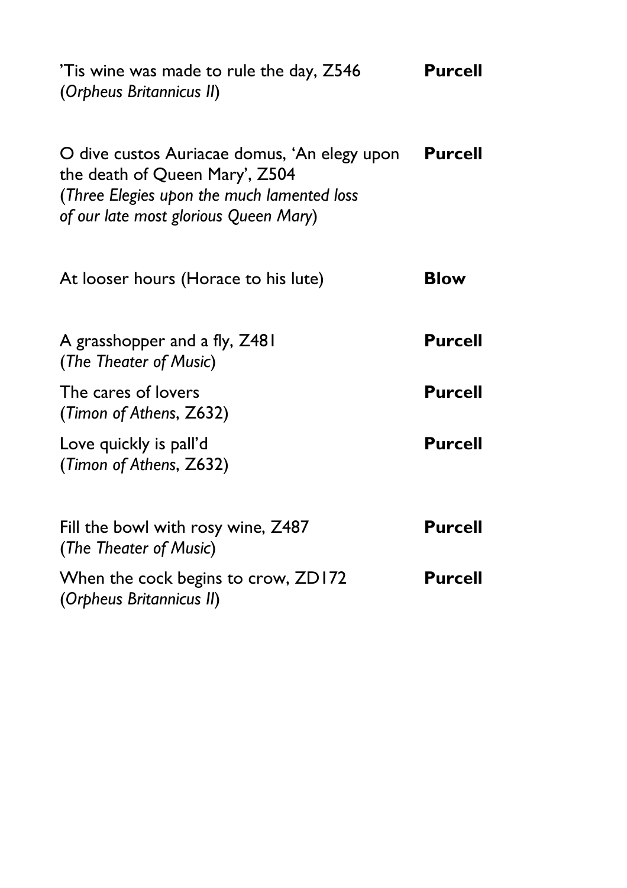’Tis wine was made to rule the day, Z546 (*Orpheus Britannicus II*) — **Purcell**

O dive custos Auriacae domus, ‘An elegy upon the death of Queen Mary’, Z504 (*Three Elegies upon the much lamented loss of our late most glorious Queen Mary*) — **Purcell**

At looser hours (Horace to his lute) — **Blow**

A grasshopper and a fly, Z481 (*The Theater of Music*) — **Purcell**

The cares of lovers (*Timon of Athens*, Z632) — **Purcell**

Love quickly is pall’d (*Timon of Athens*, Z632) — **Purcell**

Fill the bowl with rosy wine, Z487 (*The Theater of Music*) — **Purcell**

When the cock begins to crow, ZD172 (*Orpheus Britannicus II*) — **Purcell**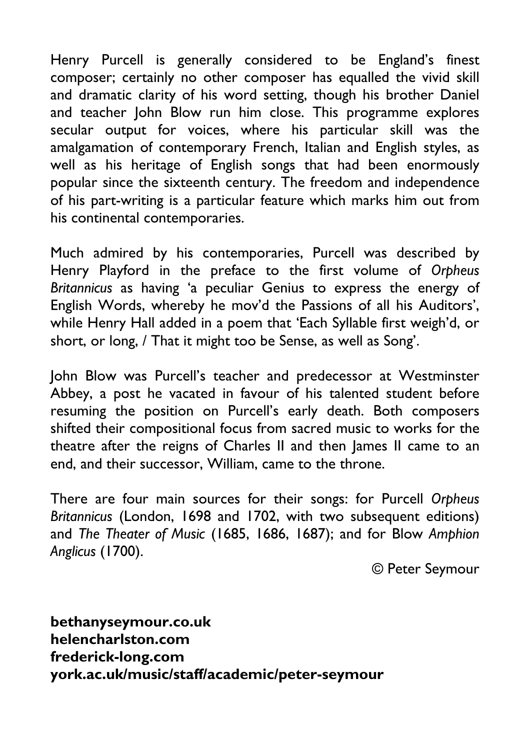Henry Purcell is generally considered to be England's finest composer; certainly no other composer has equalled the vivid skill and dramatic clarity of his word setting, though his brother Daniel and teacher John Blow run him close. This programme explores secular output for voices, where his particular skill was the amalgamation of contemporary French, Italian and English styles, as well as his heritage of English songs that had been enormously popular since the sixteenth century. The freedom and independence of his part-writing is a particular feature which marks him out from his continental contemporaries.

Much admired by his contemporaries, Purcell was described by Henry Playford in the preface to the first volume of *Orpheus Britannicus* as having 'a peculiar Genius to express the energy of English Words, whereby he mov'd the Passions of all his Auditors', while Henry Hall added in a poem that 'Each Syllable first weigh'd, or short, or long, / That it might too be Sense, as well as Song'.

John Blow was Purcell's teacher and predecessor at Westminster Abbey, a post he vacated in favour of his talented student before resuming the position on Purcell's early death. Both composers shifted their compositional focus from sacred music to works for the theatre after the reigns of Charles II and then James II came to an end, and their successor, William, came to the throne.

There are four main sources for their songs: for Purcell *Orpheus Britannicus* (London, 1698 and 1702, with two subsequent editions) and *The Theater of Music* (1685, 1686, 1687); and for Blow *Amphion Anglicus* (1700).

© Peter Seymour

**bethanyseymour.co.uk**
**helencharlston.com**
**frederick-long.com**
**york.ac.uk/music/staff/academic/peter-seymour**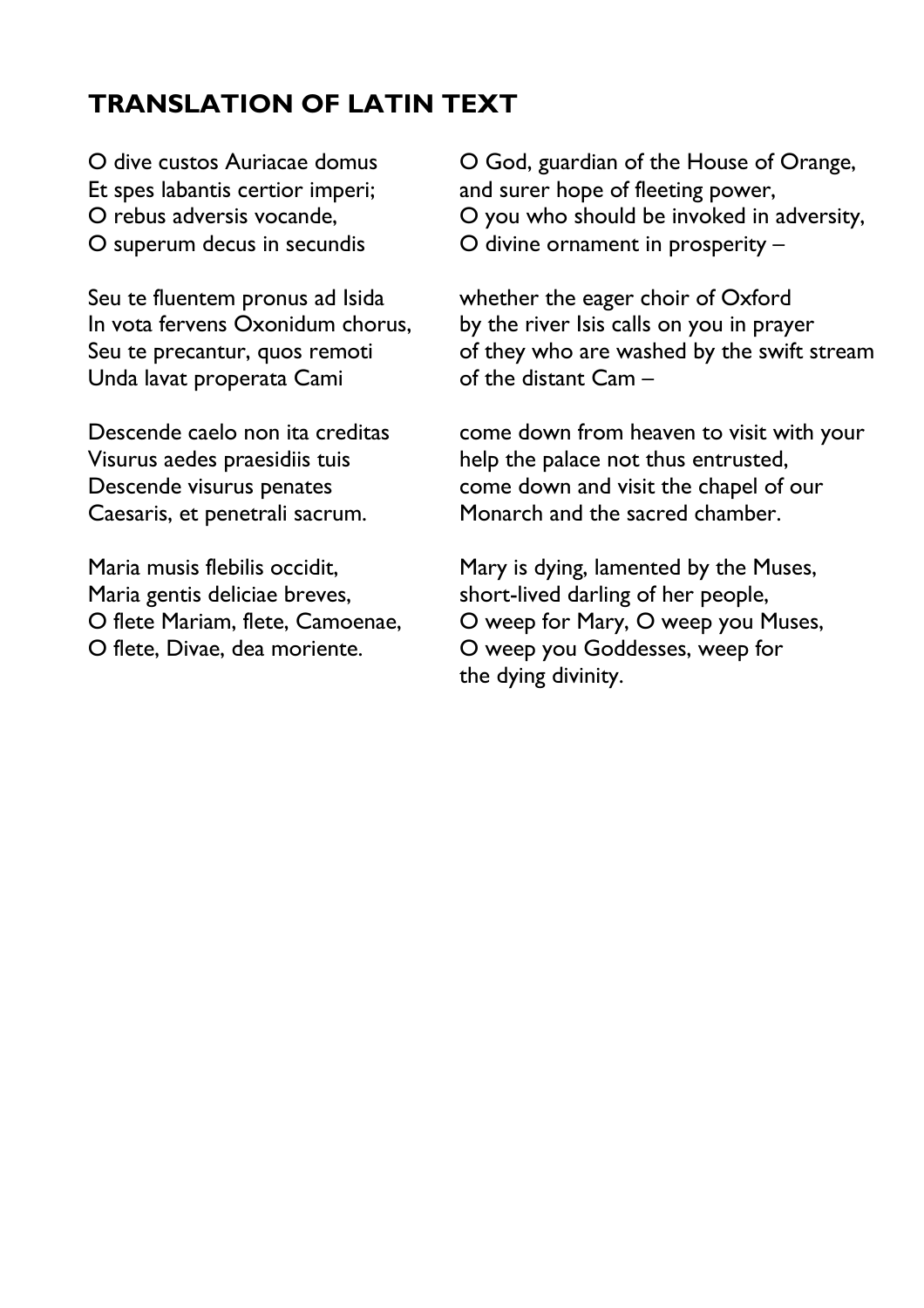## TRANSLATION OF LATIN TEXT

| | |
|---|---|
| O dive custos Auriacae domus<br>Et spes labantis certior imperi;<br>O rebus adversis vocande,<br>O superum decus in secundis | O God, guardian of the House of Orange,<br>and surer hope of fleeting power,<br>O you who should be invoked in adversity,<br>O divine ornament in prosperity – |
| Seu te fluentem pronus ad Isida<br>In vota fervens Oxonidum chorus,<br>Seu te precantur, quos remoti<br>Unda lavat properata Cami | whether the eager choir of Oxford<br>by the river Isis calls on you in prayer<br>of they who are washed by the swift stream<br>of the distant Cam – |
| Descende caelo non ita creditas<br>Visurus aedes praesidiis tuis<br>Descende visurus penates<br>Caesaris, et penetrali sacrum. | come down from heaven to visit with your<br>help the palace not thus entrusted,<br>come down and visit the chapel of our<br>Monarch and the sacred chamber. |
| Maria musis flebilis occidit,<br>Maria gentis deliciae breves,<br>O flete Mariam, flete, Camoenae,<br>O flete, Divae, dea moriente. | Mary is dying, lamented by the Muses,<br>short-lived darling of her people,<br>O weep for Mary, O weep you Muses,<br>O weep you Goddesses, weep for<br>the dying divinity. |